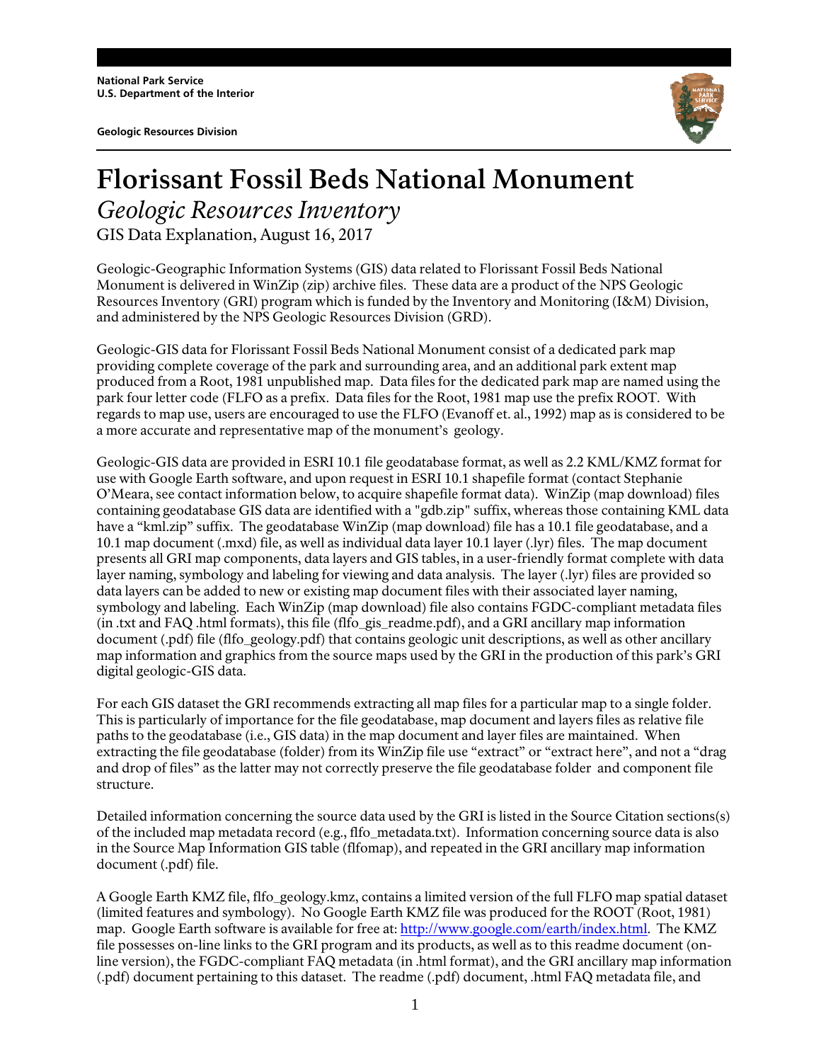National Park Service
U.S. Department of the Interior

Geologic Resources Division

# Florissant Fossil Beds National Monument

## *Geologic Resources Inventory*

GIS Data Explanation, August 16, 2017

Geologic-Geographic Information Systems (GIS) data related to Florissant Fossil Beds National Monument is delivered in WinZip (zip) archive files. These data are a product of the NPS Geologic Resources Inventory (GRI) program which is funded by the Inventory and Monitoring (I&M) Division, and administered by the NPS Geologic Resources Division (GRD).

Geologic-GIS data for Florissant Fossil Beds National Monument consist of a dedicated park map providing complete coverage of the park and surrounding area, and an additional park extent map produced from a Root, 1981 unpublished map. Data files for the dedicated park map are named using the park four letter code (FLFO as a prefix. Data files for the Root, 1981 map use the prefix ROOT. With regards to map use, users are encouraged to use the FLFO (Evanoff et. al., 1992) map as is considered to be a more accurate and representative map of the monument's geology.

Geologic-GIS data are provided in ESRI 10.1 file geodatabase format, as well as 2.2 KML/KMZ format for use with Google Earth software, and upon request in ESRI 10.1 shapefile format (contact Stephanie O'Meara, see contact information below, to acquire shapefile format data). WinZip (map download) files containing geodatabase GIS data are identified with a "gdb.zip" suffix, whereas those containing KML data have a "kml.zip" suffix. The geodatabase WinZip (map download) file has a 10.1 file geodatabase, and a 10.1 map document (.mxd) file, as well as individual data layer 10.1 layer (.lyr) files. The map document presents all GRI map components, data layers and GIS tables, in a user-friendly format complete with data layer naming, symbology and labeling for viewing and data analysis. The layer (.lyr) files are provided so data layers can be added to new or existing map document files with their associated layer naming, symbology and labeling. Each WinZip (map download) file also contains FGDC-compliant metadata files (in .txt and FAQ .html formats), this file (flfo_gis_readme.pdf), and a GRI ancillary map information document (.pdf) file (flfo_geology.pdf) that contains geologic unit descriptions, as well as other ancillary map information and graphics from the source maps used by the GRI in the production of this park's GRI digital geologic-GIS data.

For each GIS dataset the GRI recommends extracting all map files for a particular map to a single folder. This is particularly of importance for the file geodatabase, map document and layers files as relative file paths to the geodatabase (i.e., GIS data) in the map document and layer files are maintained. When extracting the file geodatabase (folder) from its WinZip file use "extract" or "extract here", and not a "drag and drop of files" as the latter may not correctly preserve the file geodatabase folder and component file structure.

Detailed information concerning the source data used by the GRI is listed in the Source Citation sections(s) of the included map metadata record (e.g., flfo_metadata.txt). Information concerning source data is also in the Source Map Information GIS table (flfomap), and repeated in the GRI ancillary map information document (.pdf) file.

A Google Earth KMZ file, flfo_geology.kmz, contains a limited version of the full FLFO map spatial dataset (limited features and symbology). No Google Earth KMZ file was produced for the ROOT (Root, 1981) map. Google Earth software is available for free at: http://www.google.com/earth/index.html. The KMZ file possesses on-line links to the GRI program and its products, as well as to this readme document (on-line version), the FGDC-compliant FAQ metadata (in .html format), and the GRI ancillary map information (.pdf) document pertaining to this dataset. The readme (.pdf) document, .html FAQ metadata file, and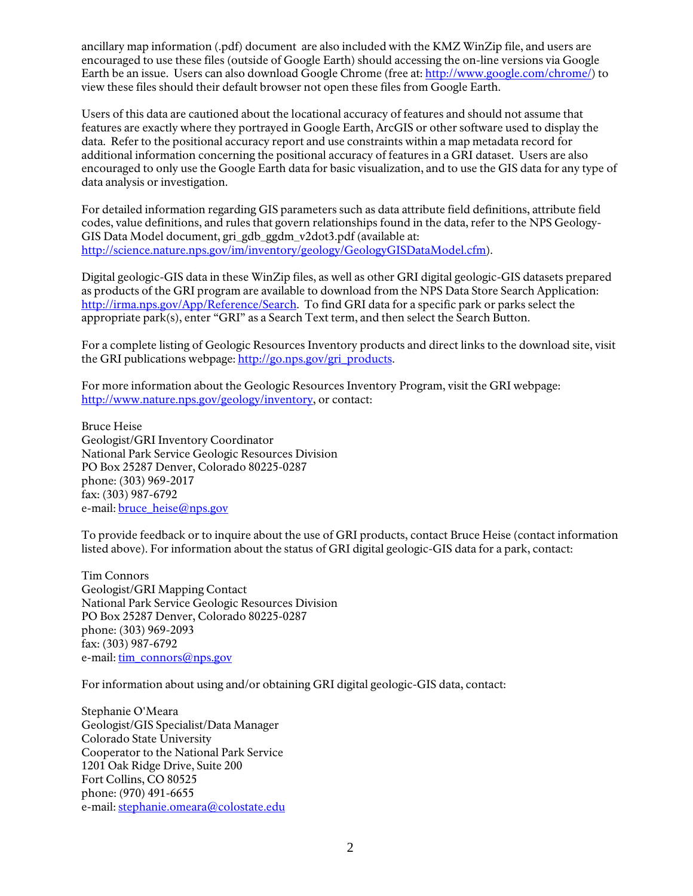ancillary map information (.pdf) document are also included with the KMZ WinZip file, and users are encouraged to use these files (outside of Google Earth) should accessing the on-line versions via Google Earth be an issue. Users can also download Google Chrome (free at: http://www.google.com/chrome/) to view these files should their default browser not open these files from Google Earth.

Users of this data are cautioned about the locational accuracy of features and should not assume that features are exactly where they portrayed in Google Earth, ArcGIS or other software used to display the data. Refer to the positional accuracy report and use constraints within a map metadata record for additional information concerning the positional accuracy of features in a GRI dataset. Users are also encouraged to only use the Google Earth data for basic visualization, and to use the GIS data for any type of data analysis or investigation.

For detailed information regarding GIS parameters such as data attribute field definitions, attribute field codes, value definitions, and rules that govern relationships found in the data, refer to the NPS Geology-GIS Data Model document, gri_gdb_ggdm_v2dot3.pdf (available at: http://science.nature.nps.gov/im/inventory/geology/GeologyGISDataModel.cfm).

Digital geologic-GIS data in these WinZip files, as well as other GRI digital geologic-GIS datasets prepared as products of the GRI program are available to download from the NPS Data Store Search Application: http://irma.nps.gov/App/Reference/Search. To find GRI data for a specific park or parks select the appropriate park(s), enter "GRI" as a Search Text term, and then select the Search Button.

For a complete listing of Geologic Resources Inventory products and direct links to the download site, visit the GRI publications webpage: http://go.nps.gov/gri_products.

For more information about the Geologic Resources Inventory Program, visit the GRI webpage: http://www.nature.nps.gov/geology/inventory, or contact:

Bruce Heise  
Geologist/GRI Inventory Coordinator  
National Park Service Geologic Resources Division  
PO Box 25287 Denver, Colorado 80225-0287  
phone: (303) 969-2017  
fax: (303) 987-6792  
e-mail: bruce_heise@nps.gov

To provide feedback or to inquire about the use of GRI products, contact Bruce Heise (contact information listed above). For information about the status of GRI digital geologic-GIS data for a park, contact:

Tim Connors  
Geologist/GRI Mapping Contact  
National Park Service Geologic Resources Division  
PO Box 25287 Denver, Colorado 80225-0287  
phone: (303) 969-2093  
fax: (303) 987-6792  
e-mail: tim_connors@nps.gov

For information about using and/or obtaining GRI digital geologic-GIS data, contact:

Stephanie O'Meara  
Geologist/GIS Specialist/Data Manager  
Colorado State University  
Cooperator to the National Park Service  
1201 Oak Ridge Drive, Suite 200  
Fort Collins, CO 80525  
phone: (970) 491-6655  
e-mail: stephanie.omeara@colostate.edu